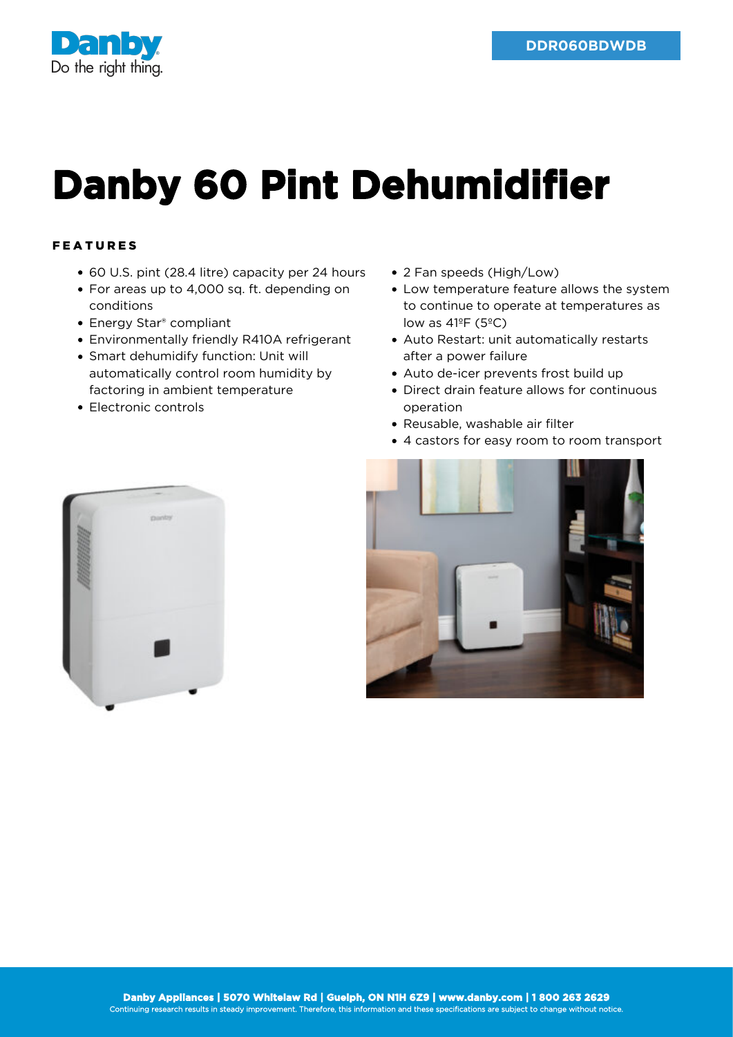DDR060BDWDB

# Danby 60 Pint Dehumidifier

## FEATURES

- 60 U.S. pint (28.4 litre) capacity per 24 hours
- For areas up to 4,000 sq. ft. depending on conditions
- Energy Star® compliant
- Environmentally friendly R410A refrigerant
- Smart dehumidify function: Unit will automatically control room humidity by factoring in ambient temperature
- Electronic controls
- 2 Fan speeds (High/Low)
- Low temperature feature allows the system to continue to operate at temperatures as low as 41ºF (5ºC)
- Auto Restart: unit automatically restarts after a power failure
- Auto de-icer prevents frost build up
- Direct drain feature allows for continuous operation
- Reusable, washable air filter
- 4 castors for easy room to room transport

**Danby Appliances | 5070 Whitelaw Rd | Guelph, ON N1H 6Z9 | www.danby.com | 1 800 263 2629**
Continuing research results in steady improvement. Therefore, this information and these specifications are subject to change without notice.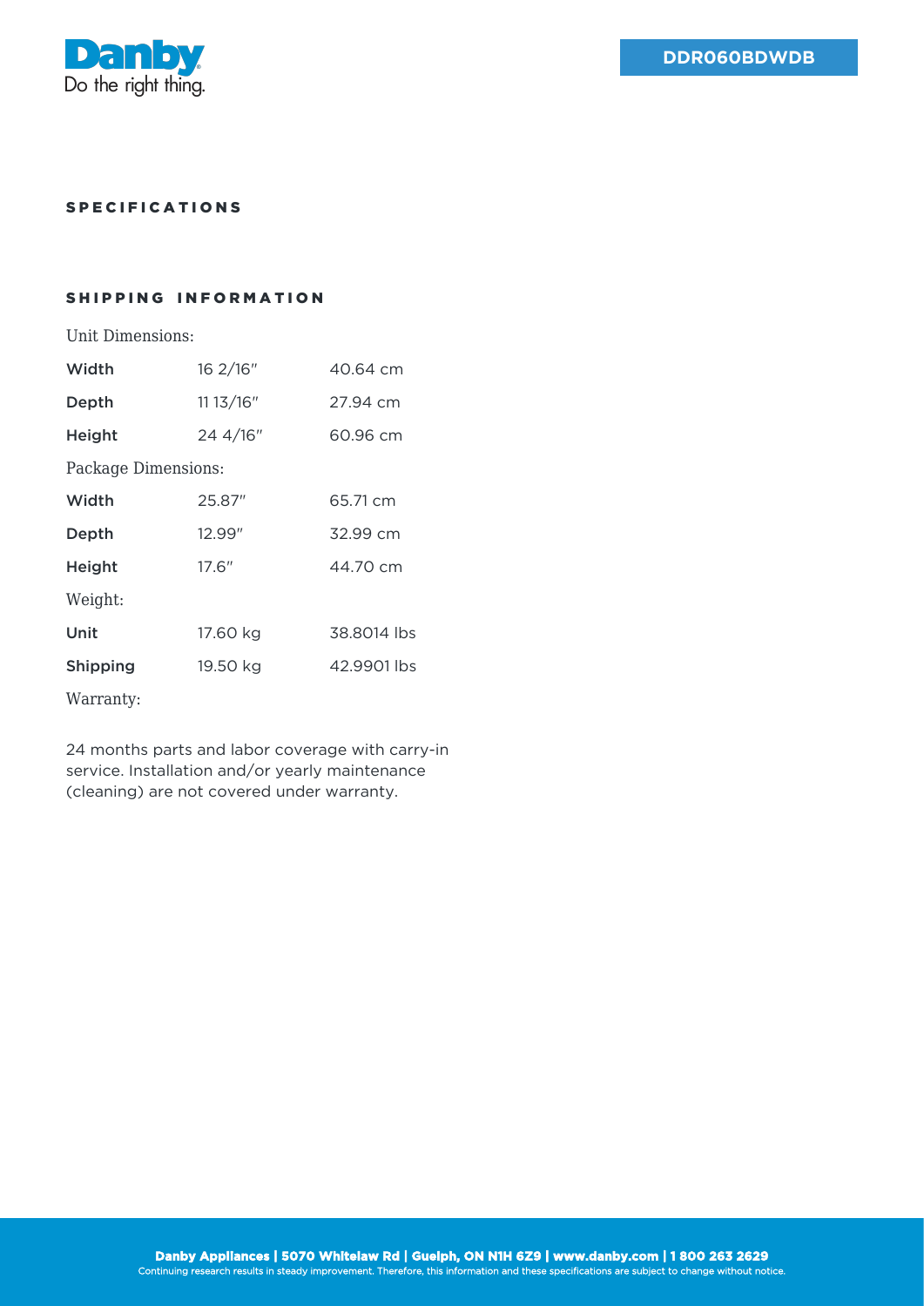DDR060BDWDB

## SPECIFICATIONS

### SHIPPING INFORMATION

Unit Dimensions:

| | | |
|---|---|---|
| **Width** | 16 2/16" | 40.64 cm |
| **Depth** | 11 13/16" | 27.94 cm |
| **Height** | 24 4/16" | 60.96 cm |

Package Dimensions:

| | | |
|---|---|---|
| **Width** | 25.87" | 65.71 cm |
| **Depth** | 12.99" | 32.99 cm |
| **Height** | 17.6" | 44.70 cm |

Weight:

| | | |
|---|---|---|
| **Unit** | 17.60 kg | 38.8014 lbs |
| **Shipping** | 19.50 kg | 42.9901 lbs |

Warranty:

24 months parts and labor coverage with carry-in service. Installation and/or yearly maintenance (cleaning) are not covered under warranty.

**Danby Appliances | 5070 Whitelaw Rd | Guelph, ON N1H 6Z9 | www.danby.com | 1 800 263 2629**

Continuing research results in steady improvement. Therefore, this information and these specifications are subject to change without notice.